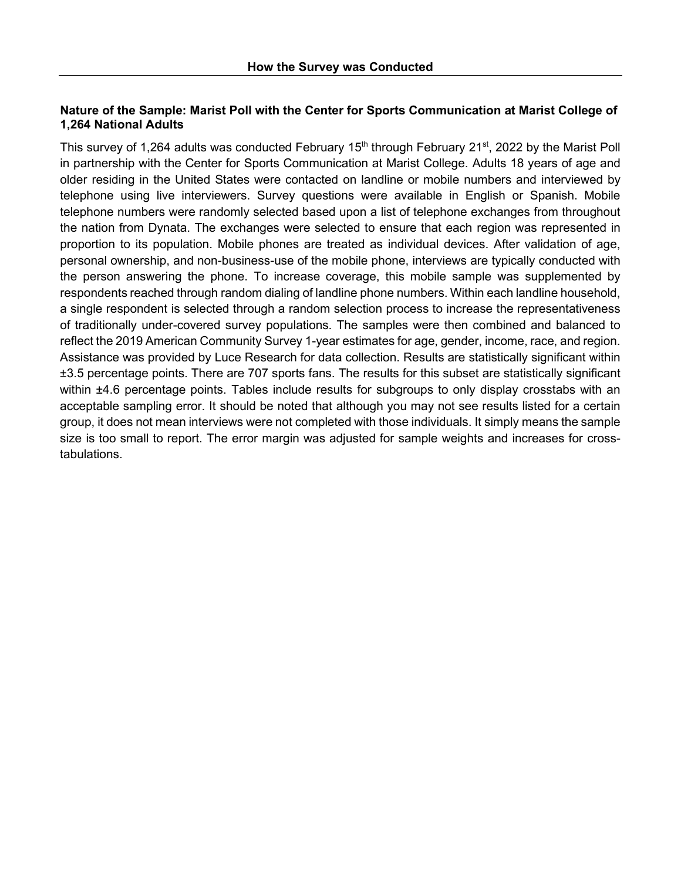## How the Survey was Conducted

**Nature of the Sample: Marist Poll with the Center for Sports Communication at Marist College of 1,264 National Adults**

This survey of 1,264 adults was conducted February 15th through February 21st, 2022 by the Marist Poll in partnership with the Center for Sports Communication at Marist College. Adults 18 years of age and older residing in the United States were contacted on landline or mobile numbers and interviewed by telephone using live interviewers. Survey questions were available in English or Spanish. Mobile telephone numbers were randomly selected based upon a list of telephone exchanges from throughout the nation from Dynata. The exchanges were selected to ensure that each region was represented in proportion to its population. Mobile phones are treated as individual devices. After validation of age, personal ownership, and non-business-use of the mobile phone, interviews are typically conducted with the person answering the phone. To increase coverage, this mobile sample was supplemented by respondents reached through random dialing of landline phone numbers. Within each landline household, a single respondent is selected through a random selection process to increase the representativeness of traditionally under-covered survey populations. The samples were then combined and balanced to reflect the 2019 American Community Survey 1-year estimates for age, gender, income, race, and region. Assistance was provided by Luce Research for data collection. Results are statistically significant within ±3.5 percentage points. There are 707 sports fans. The results for this subset are statistically significant within ±4.6 percentage points. Tables include results for subgroups to only display crosstabs with an acceptable sampling error. It should be noted that although you may not see results listed for a certain group, it does not mean interviews were not completed with those individuals. It simply means the sample size is too small to report. The error margin was adjusted for sample weights and increases for cross-tabulations.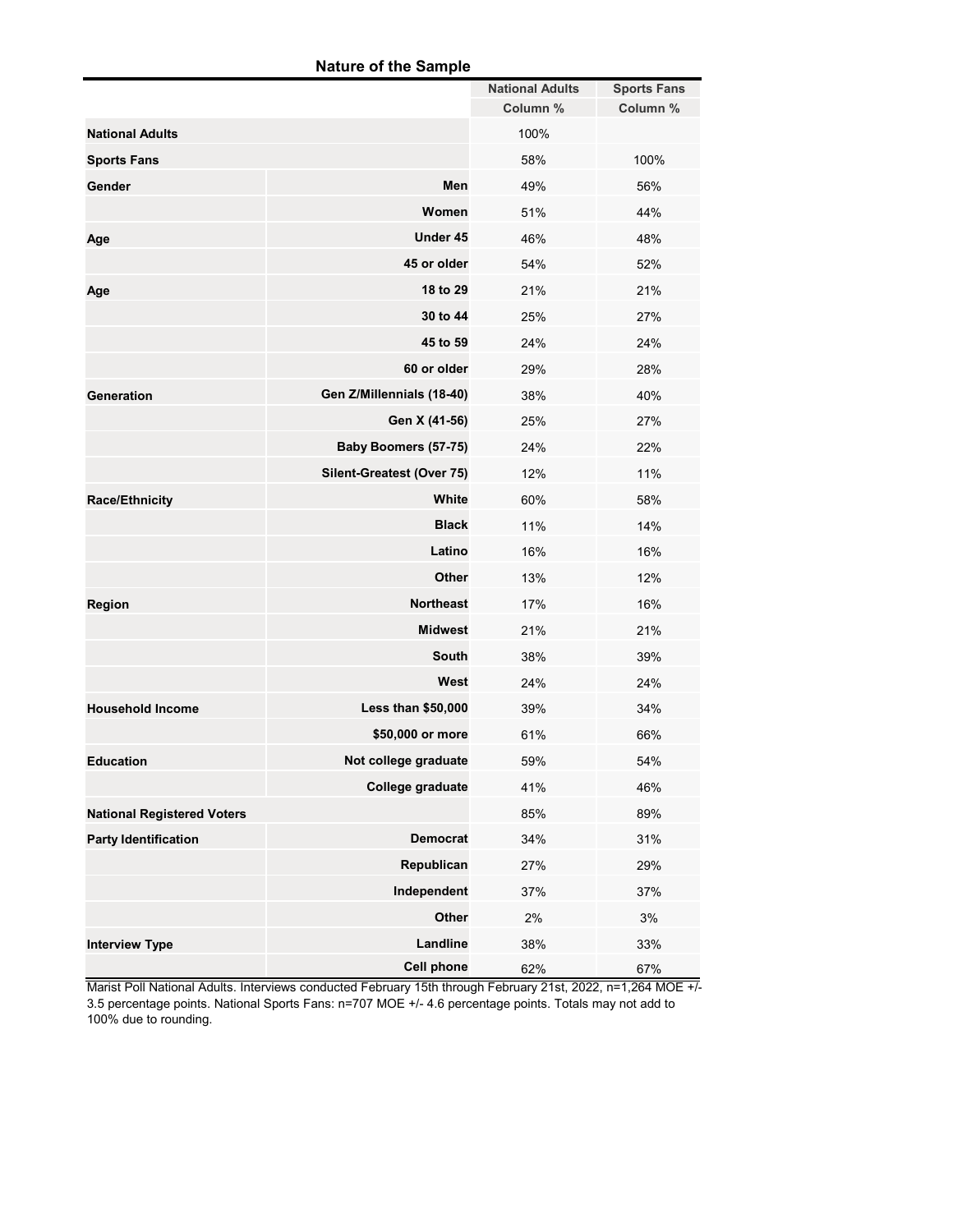## Nature of the Sample

| | | National Adults | Sports Fans |
|---|---|---|---|
| | | Column % | Column % |
| National Adults | | 100% | |
| Sports Fans | | 58% | 100% |
| Gender | Men | 49% | 56% |
| | Women | 51% | 44% |
| Age | Under 45 | 46% | 48% |
| | 45 or older | 54% | 52% |
| Age | 18 to 29 | 21% | 21% |
| | 30 to 44 | 25% | 27% |
| | 45 to 59 | 24% | 24% |
| | 60 or older | 29% | 28% |
| Generation | Gen Z/Millennials (18-40) | 38% | 40% |
| | Gen X (41-56) | 25% | 27% |
| | Baby Boomers (57-75) | 24% | 22% |
| | Silent-Greatest (Over 75) | 12% | 11% |
| Race/Ethnicity | White | 60% | 58% |
| | Black | 11% | 14% |
| | Latino | 16% | 16% |
| | Other | 13% | 12% |
| Region | Northeast | 17% | 16% |
| | Midwest | 21% | 21% |
| | South | 38% | 39% |
| | West | 24% | 24% |
| Household Income | Less than $50,000 | 39% | 34% |
| | $50,000 or more | 61% | 66% |
| Education | Not college graduate | 59% | 54% |
| | College graduate | 41% | 46% |
| National Registered Voters | | 85% | 89% |
| Party Identification | Democrat | 34% | 31% |
| | Republican | 27% | 29% |
| | Independent | 37% | 37% |
| | Other | 2% | 3% |
| Interview Type | Landline | 38% | 33% |
| | Cell phone | 62% | 67% |

Marist Poll National Adults. Interviews conducted February 15th through February 21st, 2022, n=1,264 MOE +/- 3.5 percentage points. National Sports Fans: n=707 MOE +/- 4.6 percentage points. Totals may not add to 100% due to rounding.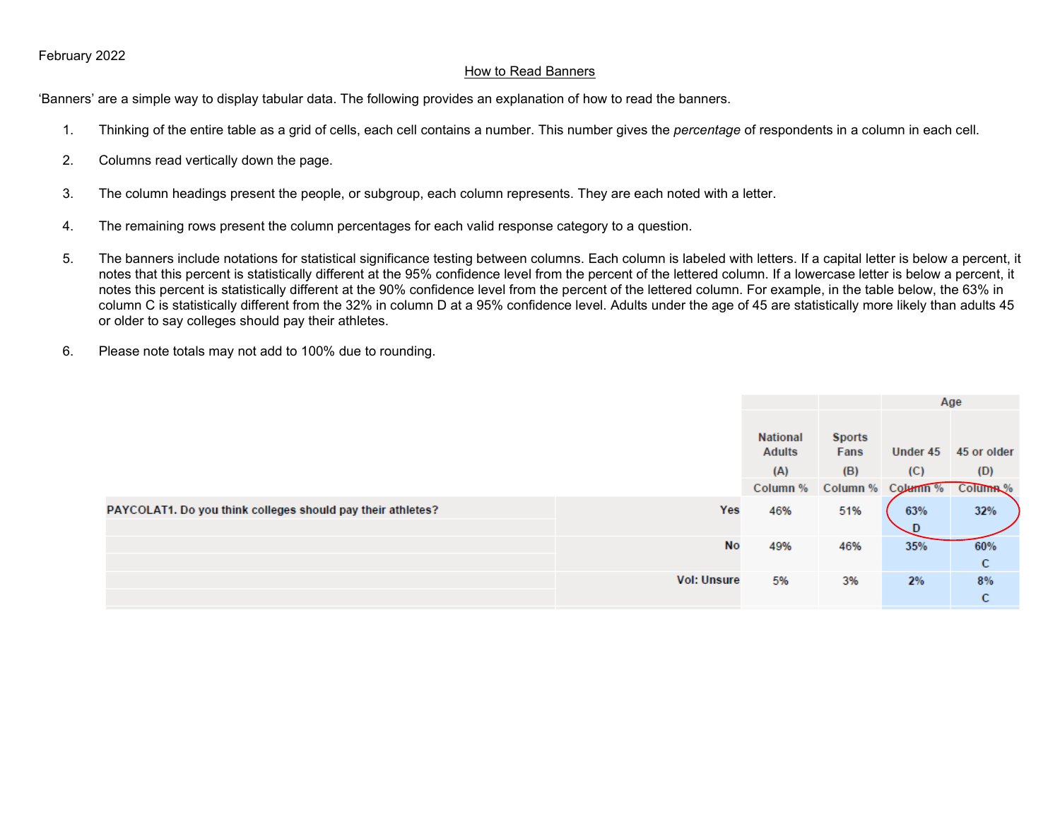February 2022

## How to Read Banners

'Banners' are a simple way to display tabular data. The following provides an explanation of how to read the banners.

1. Thinking of the entire table as a grid of cells, each cell contains a number. This number gives the *percentage* of respondents in a column in each cell.

2. Columns read vertically down the page.

3. The column headings present the people, or subgroup, each column represents. They are each noted with a letter.

4. The remaining rows present the column percentages for each valid response category to a question.

5. The banners include notations for statistical significance testing between columns. Each column is labeled with letters. If a capital letter is below a percent, it notes that this percent is statistically different at the 95% confidence level from the percent of the lettered column. If a lowercase letter is below a percent, it notes this percent is statistically different at the 90% confidence level from the percent of the lettered column. For example, in the table below, the 63% in column C is statistically different from the 32% in column D at a 95% confidence level. Adults under the age of 45 are statistically more likely than adults 45 or older to say colleges should pay their athletes.

6. Please note totals may not add to 100% due to rounding.

| | | | | Age | |
|---|---|---|---|---|---|
| | | National Adults (A) | Sports Fans (B) | Under 45 (C) | 45 or older (D) |
| | | Column % | Column % | Column % | Column % |
| PAYCOLAT1. Do you think colleges should pay their athletes? | Yes | 46% | 51% | 63% D | 32% |
| | No | 49% | 46% | 35% | 60% C |
| | Vol: Unsure | 5% | 3% | 2% | 8% C |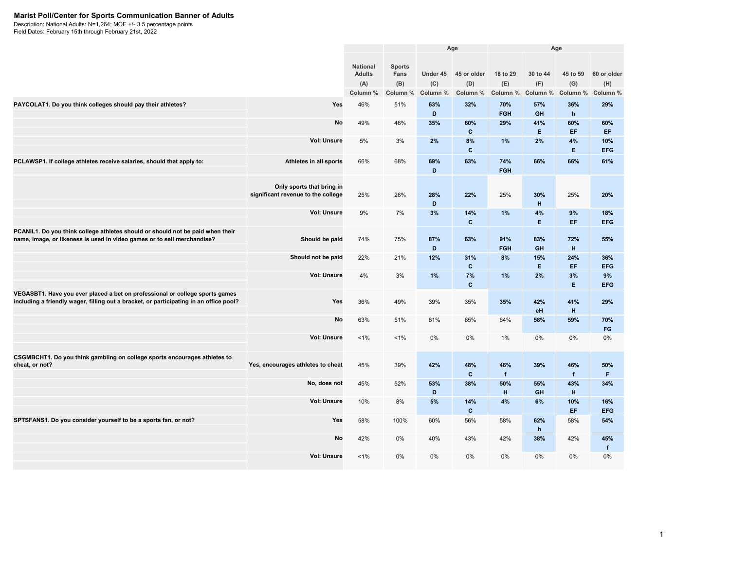# Marist Poll/Center for Sports Communication Banner of Adults

Description: National Adults: N=1,264; MOE +/- 3.5 percentage points
Field Dates: February 15th through February 21st, 2022

| | | | | Age | | Age | | | |
|---|---|---|---|---|---|---|---|---|---|
| | | National Adults (A) | Sports Fans (B) | Under 45 (C) | 45 or older (D) | 18 to 29 (E) | 30 to 44 (F) | 45 to 59 (G) | 60 or older (H) |
| | | Column % | Column % | Column % | Column % | Column % | Column % | Column % | Column % |
| **PAYCOLAT1. Do you think colleges should pay their athletes?** | **Yes** | 46% | 51% | **63%** D | **32%** | **70%** FGH | **57%** GH | **36%** h | **29%** |
| | **No** | 49% | 46% | **35%** | **60%** C | **29%** | **41%** E | **60%** EF | **60%** EF |
| | **Vol: Unsure** | 5% | 3% | **2%** | **8%** C | **1%** | **2%** | **4%** E | **10%** EFG |
| **PCLAWSP1. If college athletes receive salaries, should that apply to:** | **Athletes in all sports** | 66% | 68% | **69%** D | **63%** | **74%** FGH | **66%** | **66%** | **61%** |
| | **Only sports that bring in significant revenue to the college** | 25% | 26% | **28%** D | **22%** | 25% | **30%** H | 25% | **20%** |
| | **Vol: Unsure** | 9% | 7% | **3%** | **14%** C | **1%** | **4%** E | **9%** EF | **18%** EFG |
| **PCANIL1. Do you think college athletes should or should not be paid when their name, image, or likeness is used in video games or to sell merchandise?** | **Should be paid** | 74% | 75% | **87%** D | **63%** | **91%** FGH | **83%** GH | **72%** H | **55%** |
| | **Should not be paid** | 22% | 21% | **12%** | **31%** C | **8%** | **15%** E | **24%** EF | **36%** EFG |
| | **Vol: Unsure** | 4% | 3% | **1%** | **7%** C | **1%** | **2%** | **3%** E | **9%** EFG |
| **VEGASBT1. Have you ever placed a bet on professional or college sports games including a friendly wager, filling out a bracket, or participating in an office pool?** | **Yes** | 36% | 49% | 39% | 35% | **35%** | **42%** eH | **41%** H | **29%** |
| | **No** | 63% | 51% | 61% | 65% | 64% | **58%** | **59%** | **70%** FG |
| | **Vol: Unsure** | <1% | <1% | 0% | 0% | 1% | 0% | 0% | 0% |
| **CSGMBCHT1. Do you think gambling on college sports encourages athletes to cheat, or not?** | **Yes, encourages athletes to cheat** | 45% | 39% | **42%** | **48%** C | **46%** f | **39%** | **46%** f | **50%** F |
| | **No, does not** | 45% | 52% | **53%** D | **38%** | **50%** H | **55%** GH | **43%** H | **34%** |
| | **Vol: Unsure** | 10% | 8% | **5%** | **14%** C | **4%** | **6%** | **10%** EF | **16%** EFG |
| **SPTSFANS1. Do you consider yourself to be a sports fan, or not?** | **Yes** | 58% | 100% | 60% | 56% | 58% | **62%** h | 58% | **54%** |
| | **No** | 42% | 0% | 40% | 43% | 42% | **38%** | 42% | **45%** f |
| | **Vol: Unsure** | <1% | 0% | 0% | 0% | 0% | 0% | 0% | 0% |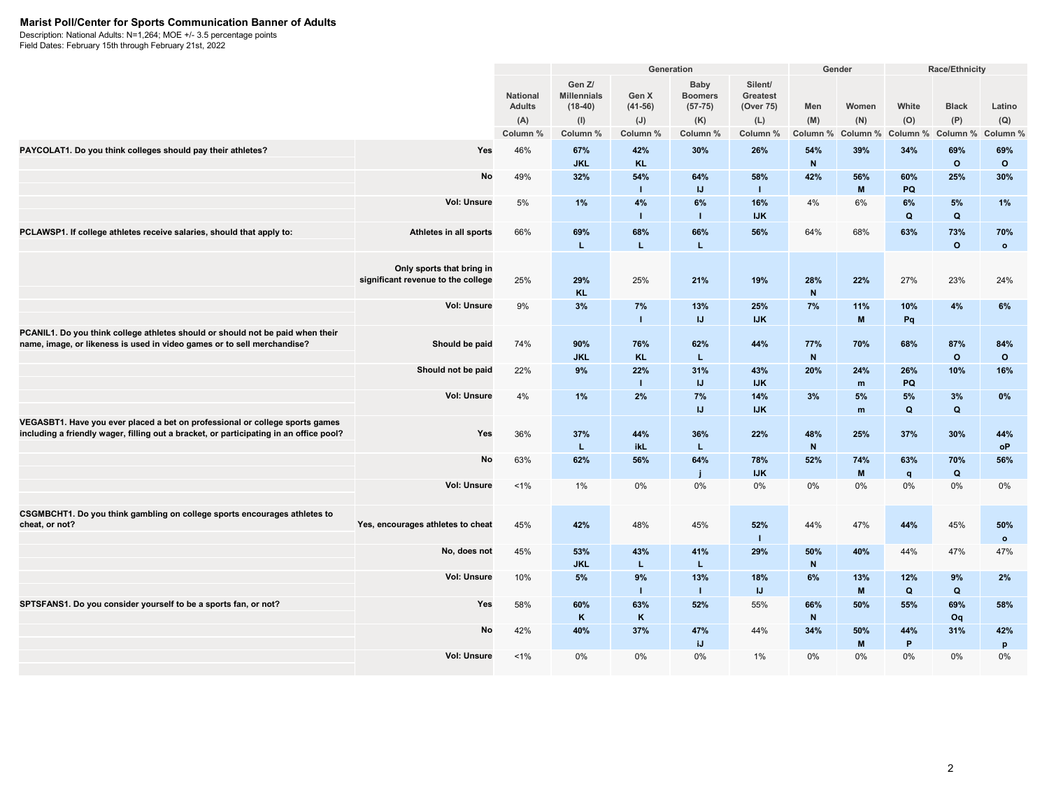**Marist Poll/Center for Sports Communication Banner of Adults**

Description: National Adults: N=1,264; MOE +/- 3.5 percentage points

Field Dates: February 15th through February 21st, 2022

| | | National Adults | Generation | | | | Gender | | Race/Ethnicity | | |
|---|---|---|---|---|---|---|---|---|---|---|---|
| | | | Gen Z/ Millennials (18-40) | Gen X (41-56) | Baby Boomers (57-75) | Silent/ Greatest (Over 75) | Men | Women | White | Black | Latino |
| | | (A) | (I) | (J) | (K) | (L) | (M) | (N) | (O) | (P) | (Q) |
| | | Column % | Column % | Column % | Column % | Column % | Column % | Column % | Column % | Column % | Column % |
| **PAYCOLAT1. Do you think colleges should pay their athletes?** | **Yes** | 46% | **67%** JKL | **42%** KL | **30%** | **26%** | **54%** N | **39%** | **34%** | **69%** O | **69%** O |
| | **No** | 49% | **32%** | **54%** I | **64%** IJ | **58%** I | **42%** | **56%** M | **60%** PQ | **25%** | **30%** |
| | **Vol: Unsure** | 5% | **1%** | **4%** I | **6%** I | **16%** IJK | 4% | 6% | **6%** Q | **5%** Q | **1%** |
| **PCLAWSP1. If college athletes receive salaries, should that apply to:** | **Athletes in all sports** | 66% | **69%** L | **68%** L | **66%** L | **56%** | 64% | 68% | **63%** | **73%** O | **70%** o |
| | **Only sports that bring in significant revenue to the college** | 25% | **29%** KL | 25% | **21%** | **19%** | **28%** N | **22%** | 27% | 23% | 24% |
| | **Vol: Unsure** | 9% | **3%** | **7%** I | **13%** IJ | **25%** IJK | **7%** | **11%** M | **10%** Pq | **4%** | **6%** |
| **PCANIL1. Do you think college athletes should or should not be paid when their name, image, or likeness is used in video games or to sell merchandise?** | **Should be paid** | 74% | **90%** JKL | **76%** KL | **62%** L | **44%** | **77%** N | **70%** | **68%** | **87%** O | **84%** O |
| | **Should not be paid** | 22% | **9%** | **22%** I | **31%** IJ | **43%** IJK | **20%** | **24%** m | **26%** PQ | **10%** | **16%** |
| | **Vol: Unsure** | 4% | **1%** | **2%** | **7%** IJ | **14%** IJK | **3%** | **5%** m | **5%** Q | **3%** Q | **0%** |
| **VEGASBT1. Have you ever placed a bet on professional or college sports games including a friendly wager, filling out a bracket, or participating in an office pool?** | **Yes** | 36% | **37%** L | **44%** ikL | **36%** L | **22%** | **48%** N | **25%** | **37%** | **30%** | **44%** oP |
| | **No** | 63% | **62%** | **56%** | **64%** j | **78%** IJK | **52%** | **74%** M | **63%** q | **70%** Q | **56%** |
| | **Vol: Unsure** | <1% | 1% | 0% | 0% | 0% | 0% | 0% | 0% | 0% | 0% |
| **CSGMBCHT1. Do you think gambling on college sports encourages athletes to cheat, or not?** | **Yes, encourages athletes to cheat** | 45% | **42%** | 48% | 45% | **52%** I | 44% | 47% | **44%** | 45% | **50%** o |
| | **No, does not** | 45% | **53%** JKL | **43%** L | **41%** L | **29%** | **50%** N | **40%** | 44% | 47% | 47% |
| | **Vol: Unsure** | 10% | **5%** | **9%** I | **13%** I | **18%** IJ | **6%** | **13%** M | **12%** Q | **9%** Q | **2%** |
| **SPTSFANS1. Do you consider yourself to be a sports fan, or not?** | **Yes** | 58% | **60%** K | **63%** K | **52%** | 55% | **66%** N | **50%** | **55%** | **69%** Oq | **58%** |
| | **No** | 42% | **40%** | **37%** | **47%** iJ | 44% | **34%** | **50%** M | **44%** P | **31%** | **42%** p |
| | **Vol: Unsure** | <1% | 0% | 0% | 0% | 1% | 0% | 0% | 0% | 0% | 0% |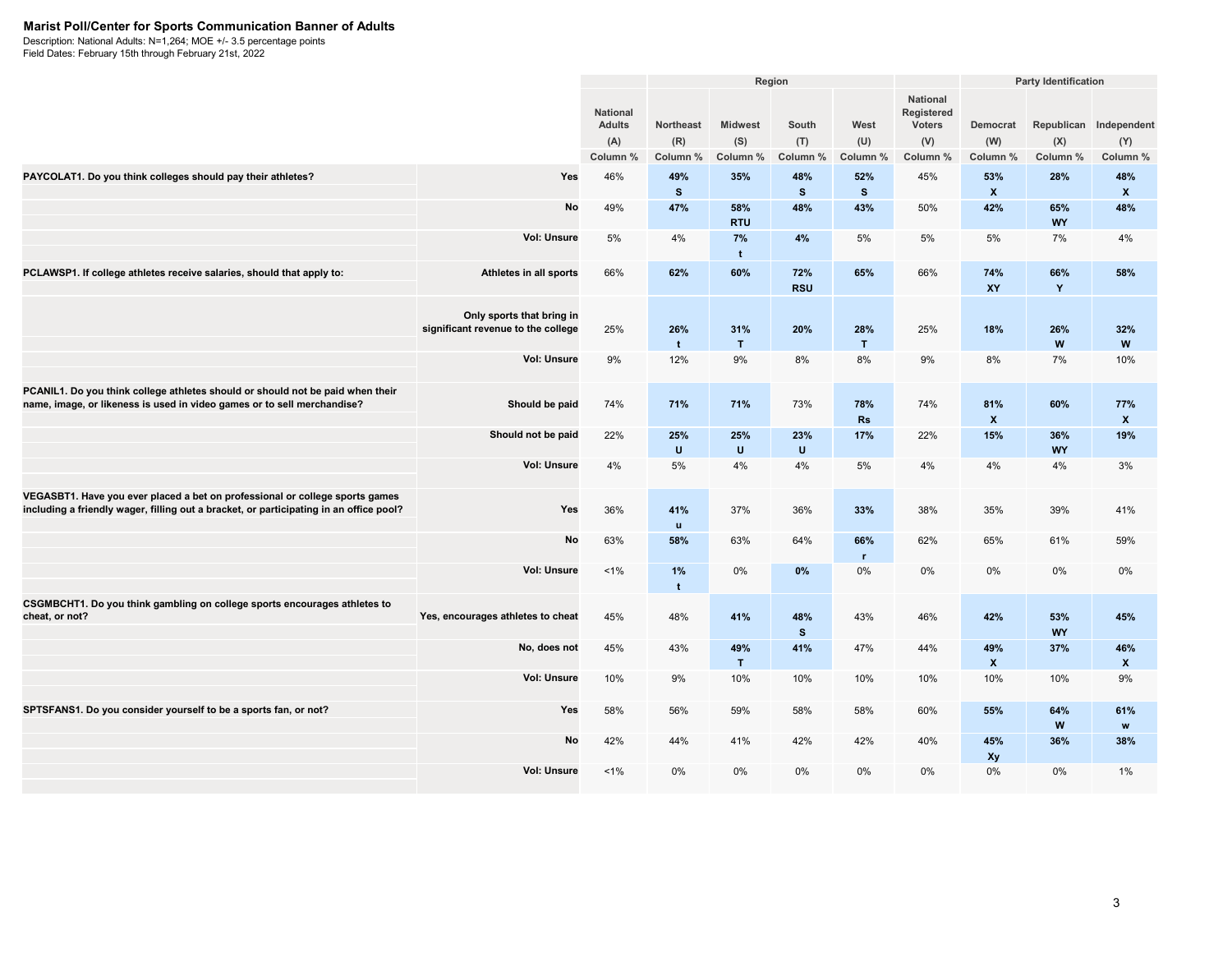**Marist Poll/Center for Sports Communication Banner of Adults**

Description: National Adults: N=1,264; MOE +/- 3.5 percentage points
Field Dates: February 15th through February 21st, 2022

| | | | Region | | | | | Party Identification | | |
|---|---|---|---|---|---|---|---|---|---|---|
| | | National Adults (A) | Northeast (R) | Midwest (S) | South (T) | West (U) | National Registered Voters (V) | Democrat (W) | Republican (X) | Independent (Y) |
| | | Column % | Column % | Column % | Column % | Column % | Column % | Column % | Column % | Column % |
| **PAYCOLAT1. Do you think colleges should pay their athletes?** | **Yes** | 46% | **49%** **S** | **35%** | **48%** **S** | **52%** **S** | 45% | **53%** **X** | **28%** | **48%** **X** |
| | **No** | 49% | **47%** | **58%** **RTU** | **48%** | **43%** | 50% | **42%** | **65%** **WY** | **48%** |
| | **Vol: Unsure** | 5% | 4% | **7%** **t** | **4%** | 5% | 5% | 5% | 7% | 4% |
| **PCLAWSP1. If college athletes receive salaries, should that apply to:** | **Athletes in all sports** | 66% | **62%** | **60%** | **72%** **RSU** | **65%** | 66% | **74%** **XY** | **66%** **Y** | **58%** |
| | **Only sports that bring in significant revenue to the college** | 25% | **26%** **t** | **31%** **T** | **20%** | **28%** **T** | 25% | **18%** | **26%** **W** | **32%** **W** |
| | **Vol: Unsure** | 9% | 12% | 9% | 8% | 8% | 9% | 8% | 7% | 10% |
| **PCANIL1. Do you think college athletes should or should not be paid when their name, image, or likeness is used in video games or to sell merchandise?** | **Should be paid** | 74% | **71%** | **71%** | 73% | **78%** **Rs** | 74% | **81%** **X** | **60%** | **77%** **X** |
| | **Should not be paid** | 22% | **25%** **U** | **25%** **U** | **23%** **U** | **17%** | 22% | **15%** | **36%** **WY** | **19%** |
| | **Vol: Unsure** | 4% | 5% | 4% | 4% | 5% | 4% | 4% | 4% | 3% |
| **VEGASBT1. Have you ever placed a bet on professional or college sports games including a friendly wager, filling out a bracket, or participating in an office pool?** | **Yes** | 36% | **41%** **u** | 37% | 36% | **33%** | 38% | 35% | 39% | 41% |
| | **No** | 63% | **58%** | 63% | 64% | **66%** **r** | 62% | 65% | 61% | 59% |
| | **Vol: Unsure** | <1% | **1%** **t** | 0% | **0%** | 0% | 0% | 0% | 0% | 0% |
| **CSGMBCHT1. Do you think gambling on college sports encourages athletes to cheat, or not?** | **Yes, encourages athletes to cheat** | 45% | 48% | **41%** | **48%** **S** | 43% | 46% | **42%** | **53%** **WY** | **45%** |
| | **No, does not** | 45% | 43% | **49%** **T** | **41%** | 47% | 44% | **49%** **X** | **37%** | **46%** **X** |
| | **Vol: Unsure** | 10% | 9% | 10% | 10% | 10% | 10% | 10% | 10% | 9% |
| **SPTSFANS1. Do you consider yourself to be a sports fan, or not?** | **Yes** | 58% | 56% | 59% | 58% | 58% | 60% | **55%** | **64%** **W** | **61%** **w** |
| | **No** | 42% | 44% | 41% | 42% | 42% | 40% | **45%** **Xy** | **36%** | **38%** |
| | **Vol: Unsure** | <1% | 0% | 0% | 0% | 0% | 0% | 0% | 0% | 1% |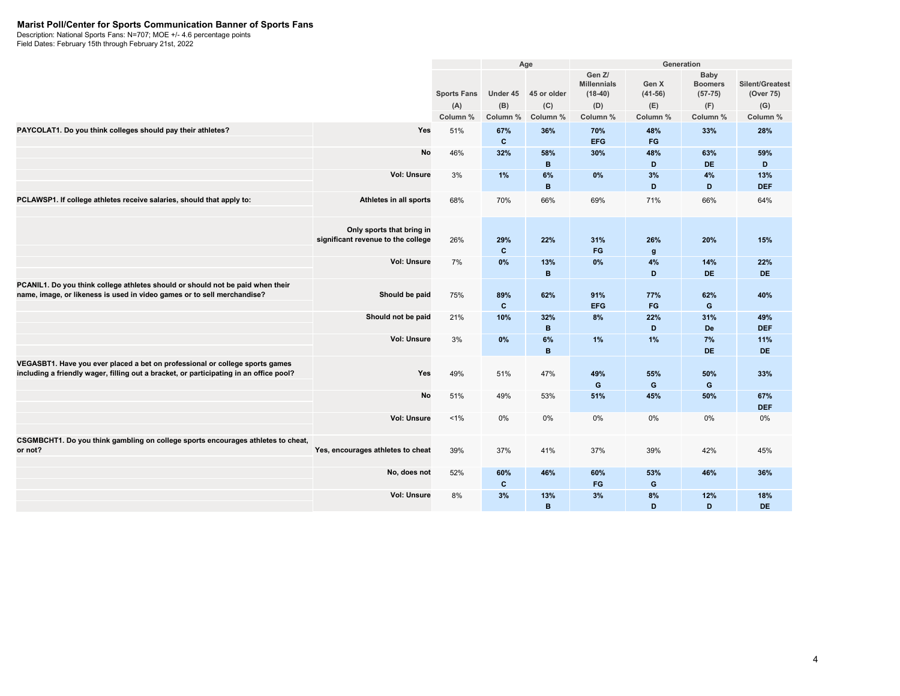**Marist Poll/Center for Sports Communication Banner of Sports Fans**
Description: National Sports Fans: N=707; MOE +/- 4.6 percentage points
Field Dates: February 15th through February 21st, 2022

| | | | Age | | Generation | | | |
|---|---|---|---|---|---|---|---|---|
| | | Sports Fans | Under 45 | 45 or older | Gen Z/ Millennials (18-40) | Gen X (41-56) | Baby Boomers (57-75) | Silent/Greatest (Over 75) |
| | | (A) | (B) | (C) | (D) | (E) | (F) | (G) |
| | | Column % | Column % | Column % | Column % | Column % | Column % | Column % |
| **PAYCOLAT1. Do you think colleges should pay their athletes?** | **Yes** | 51% | **67%** C | **36%** | **70%** EFG | **48%** FG | **33%** | **28%** |
| | **No** | 46% | **32%** | **58%** B | **30%** | **48%** D | **63%** DE | **59%** D |
| | **Vol: Unsure** | 3% | **1%** | **6%** B | **0%** | **3%** D | **4%** D | **13%** DEF |
| **PCLAWSP1. If college athletes receive salaries, should that apply to:** | **Athletes in all sports** | 68% | 70% | 66% | 69% | 71% | 66% | 64% |
| | **Only sports that bring in significant revenue to the college** | 26% | **29%** C | **22%** | **31%** FG | **26%** g | **20%** | **15%** |
| | **Vol: Unsure** | 7% | **0%** | **13%** B | **0%** | **4%** D | **14%** DE | **22%** DE |
| **PCANIL1. Do you think college athletes should or should not be paid when their name, image, or likeness is used in video games or to sell merchandise?** | **Should be paid** | 75% | **89%** C | **62%** | **91%** EFG | **77%** FG | **62%** G | **40%** |
| | **Should not be paid** | 21% | **10%** | **32%** B | **8%** | **22%** D | **31%** De | **49%** DEF |
| | **Vol: Unsure** | 3% | **0%** | **6%** B | **1%** | **1%** | **7%** DE | **11%** DE |
| **VEGASBT1. Have you ever placed a bet on professional or college sports games including a friendly wager, filling out a bracket, or participating in an office pool?** | **Yes** | 49% | 51% | 47% | **49%** G | **55%** G | **50%** G | **33%** |
| | **No** | 51% | 49% | 53% | **51%** | **45%** | **50%** | **67%** DEF |
| | **Vol: Unsure** | <1% | 0% | 0% | 0% | 0% | 0% | 0% |
| **CSGMBCHT1. Do you think gambling on college sports encourages athletes to cheat, or not?** | **Yes, encourages athletes to cheat** | 39% | 37% | 41% | 37% | 39% | 42% | 45% |
| | **No, does not** | 52% | **60%** C | **46%** | **60%** FG | **53%** G | **46%** | **36%** |
| | **Vol: Unsure** | 8% | **3%** | **13%** B | **3%** | **8%** D | **12%** D | **18%** DE |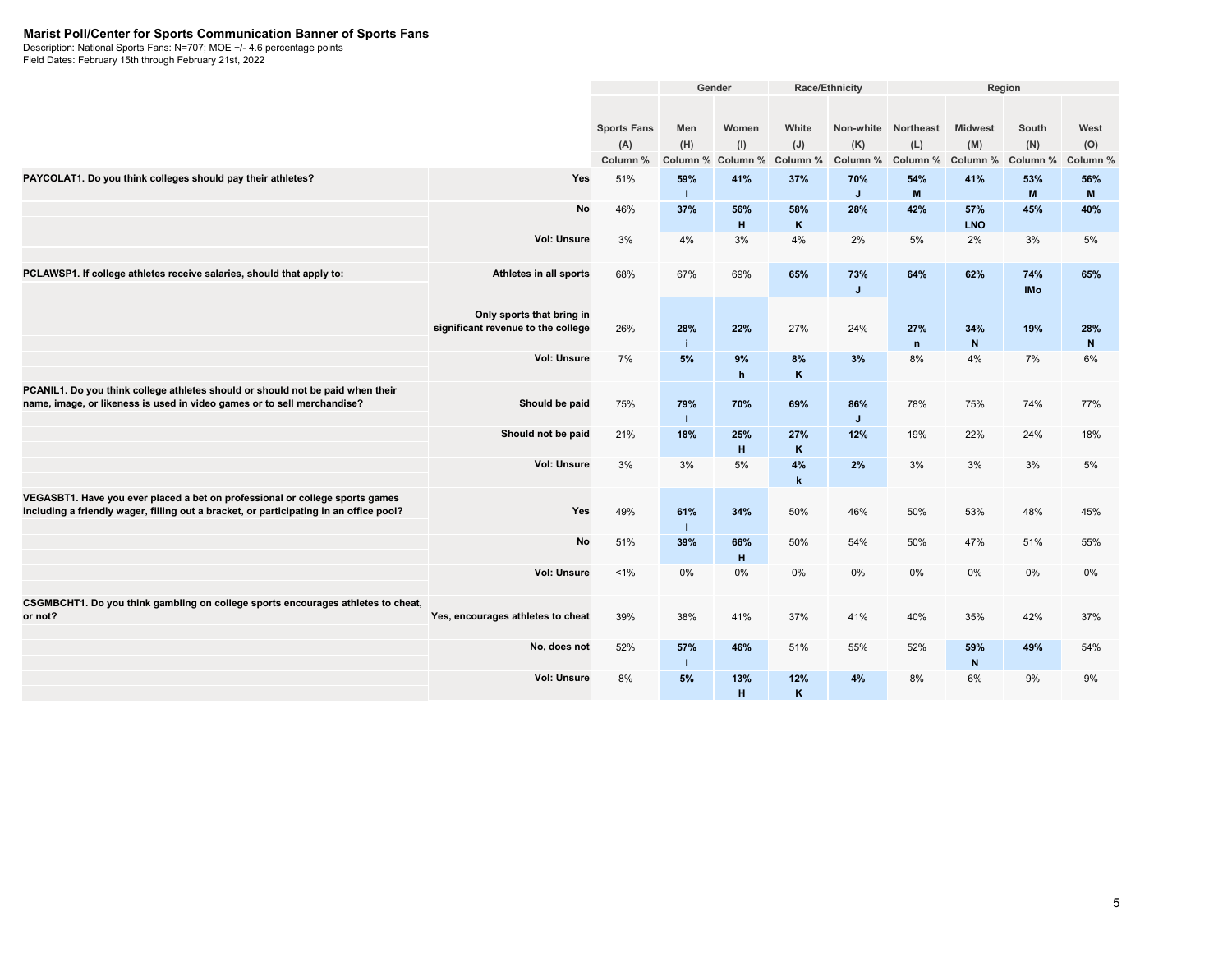**Marist Poll/Center for Sports Communication Banner of Sports Fans**
Description: National Sports Fans: N=707; MOE +/- 4.6 percentage points
Field Dates: February 15th through February 21st, 2022

| | | | Gender | | Race/Ethnicity | | Region | | | |
|---|---|---|---|---|---|---|---|---|---|---|
| | | Sports Fans (A) | Men (H) | Women (I) | White (J) | Non-white (K) | Northeast (L) | Midwest (M) | South (N) | West (O) |
| | | Column % | Column % | Column % | Column % | Column % | Column % | Column % | Column % | Column % |
| **PAYCOLAT1. Do you think colleges should pay their athletes?** | **Yes** | 51% | **59%** I | **41%** | **37%** | **70%** J | **54%** M | **41%** | **53%** M | **56%** M |
| | **No** | 46% | **37%** | **56%** H | **58%** K | **28%** | **42%** | **57%** LNO | **45%** | **40%** |
| | **Vol: Unsure** | 3% | 4% | 3% | 4% | 2% | 5% | 2% | 3% | 5% |
| **PCLAWSP1. If college athletes receive salaries, should that apply to:** | **Athletes in all sports** | 68% | 67% | 69% | **65%** | **73%** J | **64%** | **62%** | **74%** IMo | **65%** |
| | **Only sports that bring in significant revenue to the college** | 26% | **28%** i | **22%** | 27% | 24% | **27%** n | **34%** N | **19%** | **28%** N |
| | **Vol: Unsure** | 7% | **5%** | **9%** h | **8%** K | **3%** | 8% | 4% | 7% | 6% |
| **PCANIL1. Do you think college athletes should or should not be paid when their name, image, or likeness is used in video games or to sell merchandise?** | **Should be paid** | 75% | **79%** I | **70%** | **69%** | **86%** J | 78% | 75% | 74% | 77% |
| | **Should not be paid** | 21% | **18%** | **25%** H | **27%** K | **12%** | 19% | 22% | 24% | 18% |
| | **Vol: Unsure** | 3% | 3% | 5% | **4%** k | **2%** | 3% | 3% | 3% | 5% |
| **VEGASBT1. Have you ever placed a bet on professional or college sports games including a friendly wager, filling out a bracket, or participating in an office pool?** | **Yes** | 49% | **61%** I | **34%** | 50% | 46% | 50% | 53% | 48% | 45% |
| | **No** | 51% | **39%** | **66%** H | 50% | 54% | 50% | 47% | 51% | 55% |
| | **Vol: Unsure** | <1% | 0% | 0% | 0% | 0% | 0% | 0% | 0% | 0% |
| **CSGMBCHT1. Do you think gambling on college sports encourages athletes to cheat, or not?** | **Yes, encourages athletes to cheat** | 39% | 38% | 41% | 37% | 41% | 40% | 35% | 42% | 37% |
| | **No, does not** | 52% | **57%** I | **46%** | 51% | 55% | 52% | **59%** N | **49%** | 54% |
| | **Vol: Unsure** | 8% | **5%** | **13%** H | **12%** K | **4%** | 8% | 6% | 9% | 9% |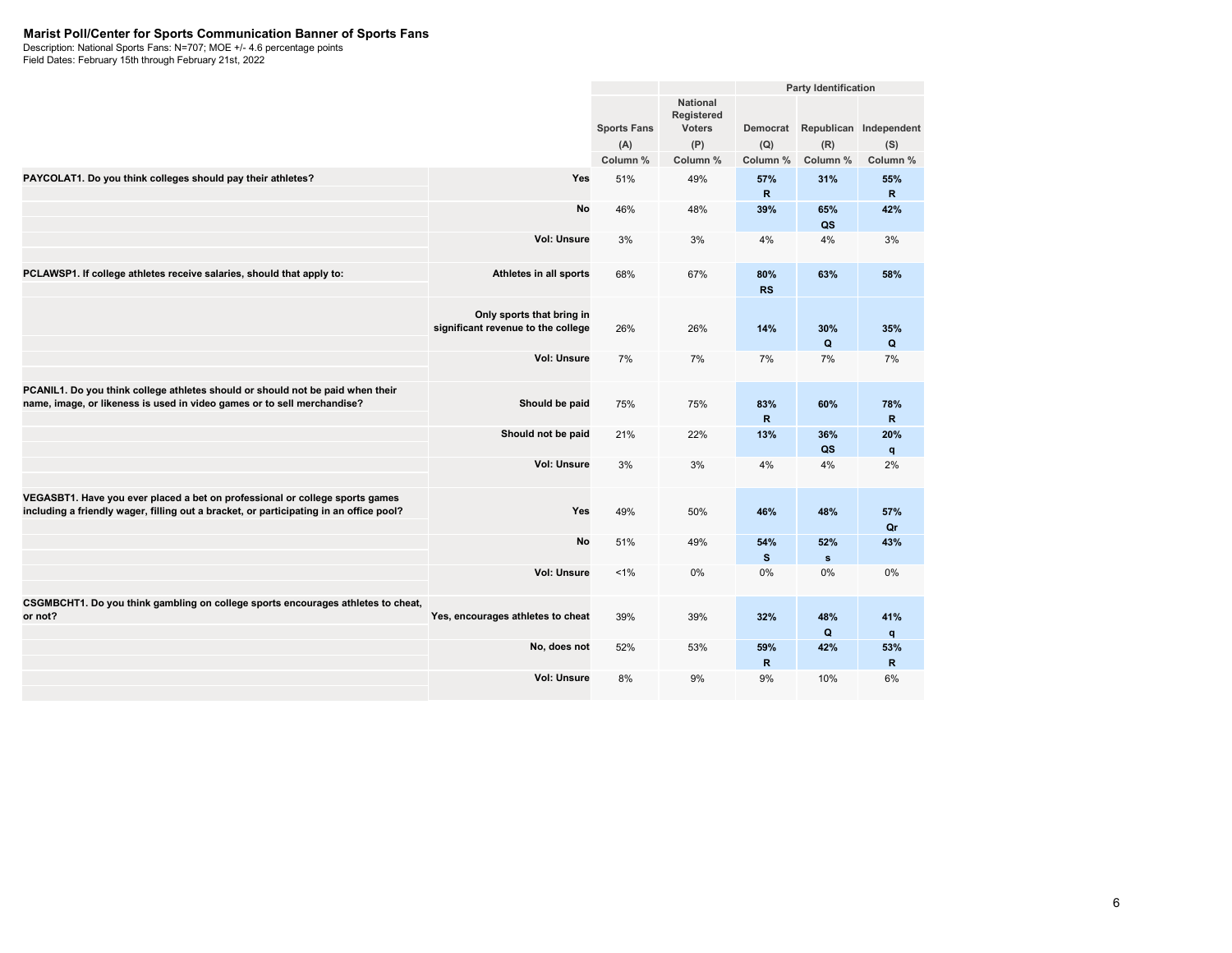**Marist Poll/Center for Sports Communication Banner of Sports Fans**
Description: National Sports Fans: N=707; MOE +/- 4.6 percentage points
Field Dates: February 15th through February 21st, 2022

| | | | | Party Identification | | |
|---|---|---|---|---|---|---|
| | | Sports Fans | National Registered Voters | Democrat | Republican | Independent |
| | | (A) | (P) | (Q) | (R) | (S) |
| | | Column % | Column % | Column % | Column % | Column % |
| **PAYCOLAT1. Do you think colleges should pay their athletes?** | **Yes** | 51% | 49% | **57%** **R** | **31%** | **55%** **R** |
| | **No** | 46% | 48% | **39%** | **65%** **QS** | **42%** |
| | **Vol: Unsure** | 3% | 3% | 4% | 4% | 3% |
| **PCLAWSP1. If college athletes receive salaries, should that apply to:** | **Athletes in all sports** | 68% | 67% | **80%** **RS** | **63%** | **58%** |
| | **Only sports that bring in significant revenue to the college** | 26% | 26% | **14%** | **30%** **Q** | **35%** **Q** |
| | **Vol: Unsure** | 7% | 7% | 7% | 7% | 7% |
| **PCANIL1. Do you think college athletes should or should not be paid when their name, image, or likeness is used in video games or to sell merchandise?** | **Should be paid** | 75% | 75% | **83%** **R** | **60%** | **78%** **R** |
| | **Should not be paid** | 21% | 22% | **13%** | **36%** **QS** | **20%** **q** |
| | **Vol: Unsure** | 3% | 3% | 4% | 4% | 2% |
| **VEGASBT1. Have you ever placed a bet on professional or college sports games including a friendly wager, filling out a bracket, or participating in an office pool?** | **Yes** | 49% | 50% | **46%** | **48%** | **57%** **Qr** |
| | **No** | 51% | 49% | **54%** **S** | **52%** **s** | **43%** |
| | **Vol: Unsure** | <1% | 0% | 0% | 0% | 0% |
| **CSGMBCHT1. Do you think gambling on college sports encourages athletes to cheat, or not?** | **Yes, encourages athletes to cheat** | 39% | 39% | **32%** | **48%** **Q** | **41%** **q** |
| | **No, does not** | 52% | 53% | **59%** **R** | **42%** | **53%** **R** |
| | **Vol: Unsure** | 8% | 9% | 9% | 10% | 6% |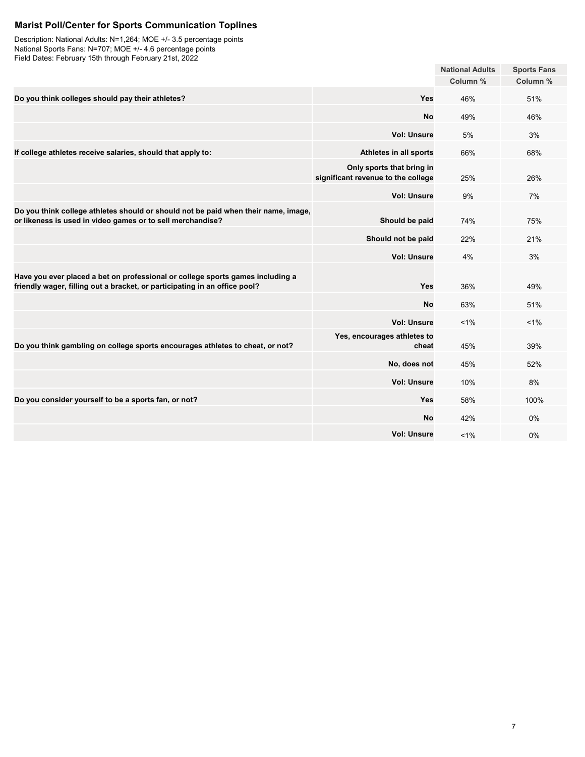## Marist Poll/Center for Sports Communication Toplines

Description: National Adults: N=1,264; MOE +/- 3.5 percentage points
National Sports Fans: N=707; MOE +/- 4.6 percentage points
Field Dates: February 15th through February 21st, 2022

| | | National Adults | Sports Fans |
|---|---|---|---|
| | | Column % | Column % |
| **Do you think colleges should pay their athletes?** | **Yes** | 46% | 51% |
| | **No** | 49% | 46% |
| | **Vol: Unsure** | 5% | 3% |
| **If college athletes receive salaries, should that apply to:** | **Athletes in all sports** | 66% | 68% |
| | **Only sports that bring in significant revenue to the college** | 25% | 26% |
| | **Vol: Unsure** | 9% | 7% |
| **Do you think college athletes should or should not be paid when their name, image, or likeness is used in video games or to sell merchandise?** | **Should be paid** | 74% | 75% |
| | **Should not be paid** | 22% | 21% |
| | **Vol: Unsure** | 4% | 3% |
| **Have you ever placed a bet on professional or college sports games including a friendly wager, filling out a bracket, or participating in an office pool?** | **Yes** | 36% | 49% |
| | **No** | 63% | 51% |
| | **Vol: Unsure** | <1% | <1% |
| **Do you think gambling on college sports encourages athletes to cheat, or not?** | **Yes, encourages athletes to cheat** | 45% | 39% |
| | **No, does not** | 45% | 52% |
| | **Vol: Unsure** | 10% | 8% |
| **Do you consider yourself to be a sports fan, or not?** | **Yes** | 58% | 100% |
| | **No** | 42% | 0% |
| | **Vol: Unsure** | <1% | 0% |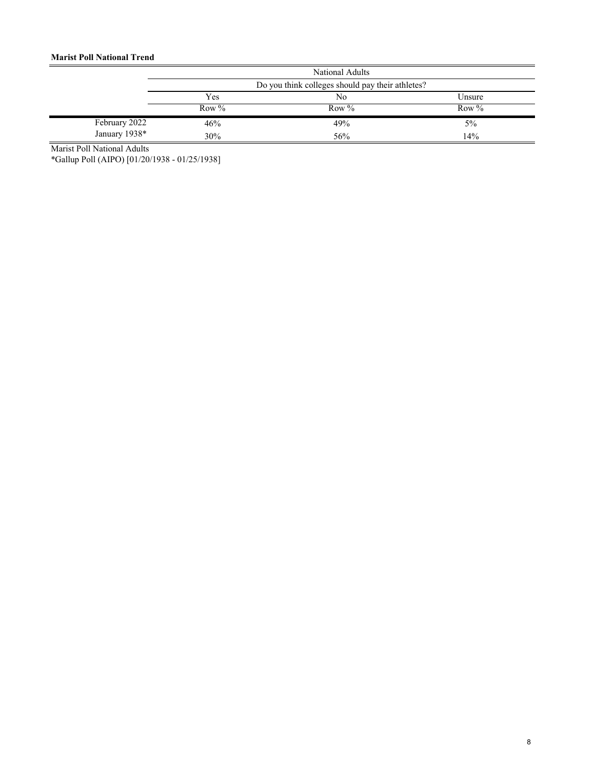**Marist Poll National Trend**

| | National Adults | | |
|---|---|---|---|
| | Do you think colleges should pay their athletes? | | |
| | Yes | No | Unsure |
| | Row % | Row % | Row % |
| February 2022 | 46% | 49% | 5% |
| January 1938* | 30% | 56% | 14% |

Marist Poll National Adults
*Gallup Poll (AIPO) [01/20/1938 - 01/25/1938]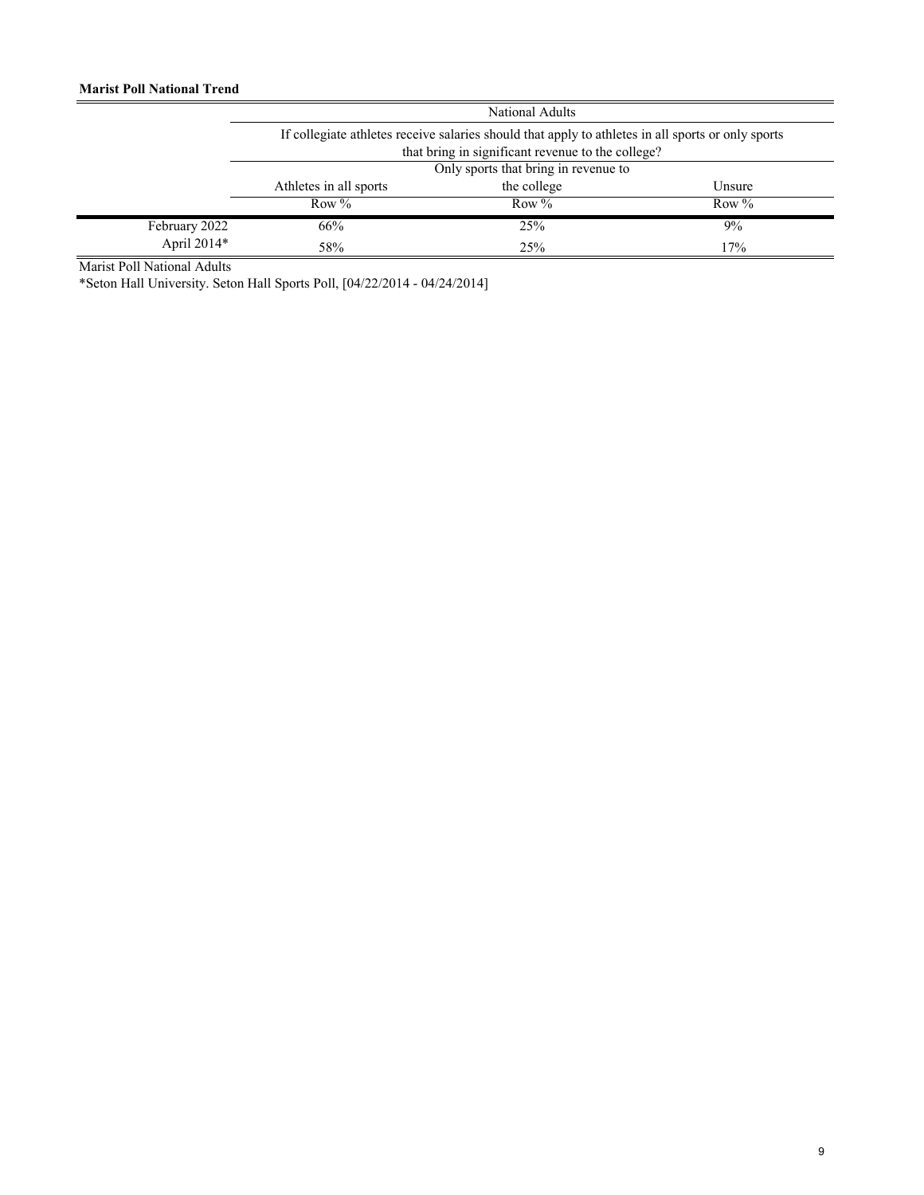**Marist Poll National Trend**

| | National Adults | | |
|---|---|---|---|
| | If collegiate athletes receive salaries should that apply to athletes in all sports or only sports that bring in significant revenue to the college? | | |
| | Athletes in all sports | Only sports that bring in revenue to the college | Unsure |
| | Row % | Row % | Row % |
| February 2022 | 66% | 25% | 9% |
| April 2014* | 58% | 25% | 17% |

Marist Poll National Adults

*Seton Hall University. Seton Hall Sports Poll, [04/22/2014 - 04/24/2014]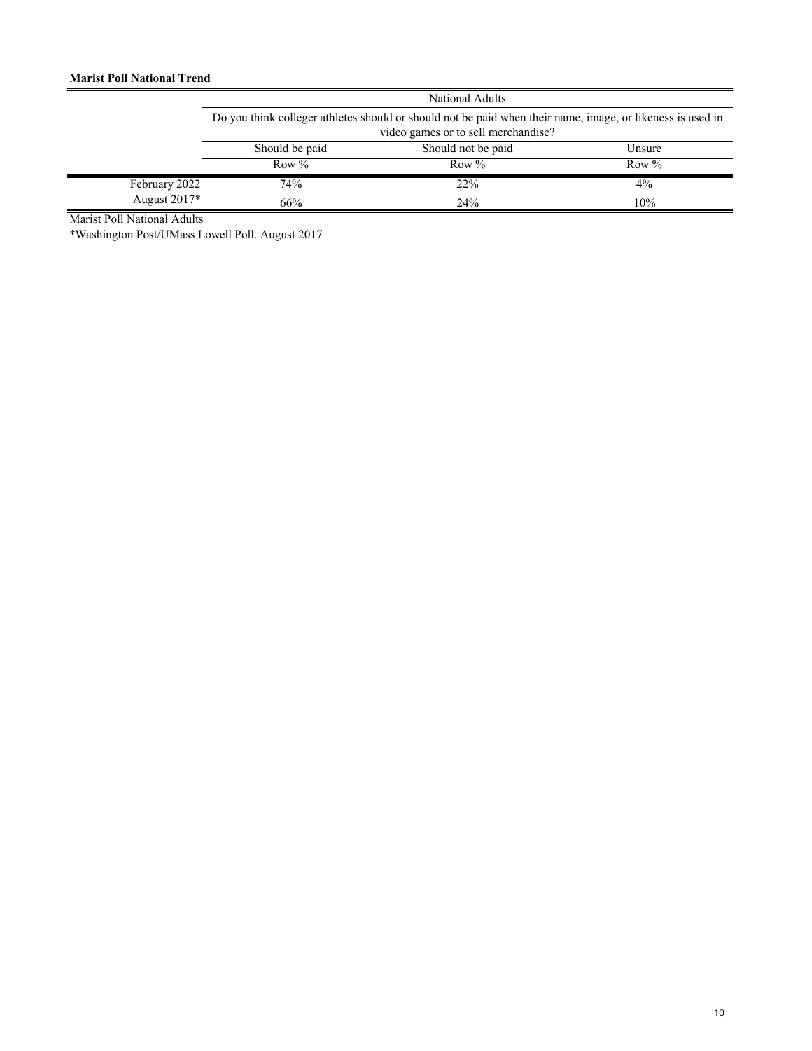**Marist Poll National Trend**

| | National Adults | | |
|---|---|---|---|
| | Do you think colleger athletes should or should not be paid when their name, image, or likeness is used in video games or to sell merchandise? | | |
| | Should be paid | Should not be paid | Unsure |
| | Row % | Row % | Row % |
| February 2022 | 74% | 22% | 4% |
| August 2017* | 66% | 24% | 10% |

Marist Poll National Adults

*Washington Post/UMass Lowell Poll. August 2017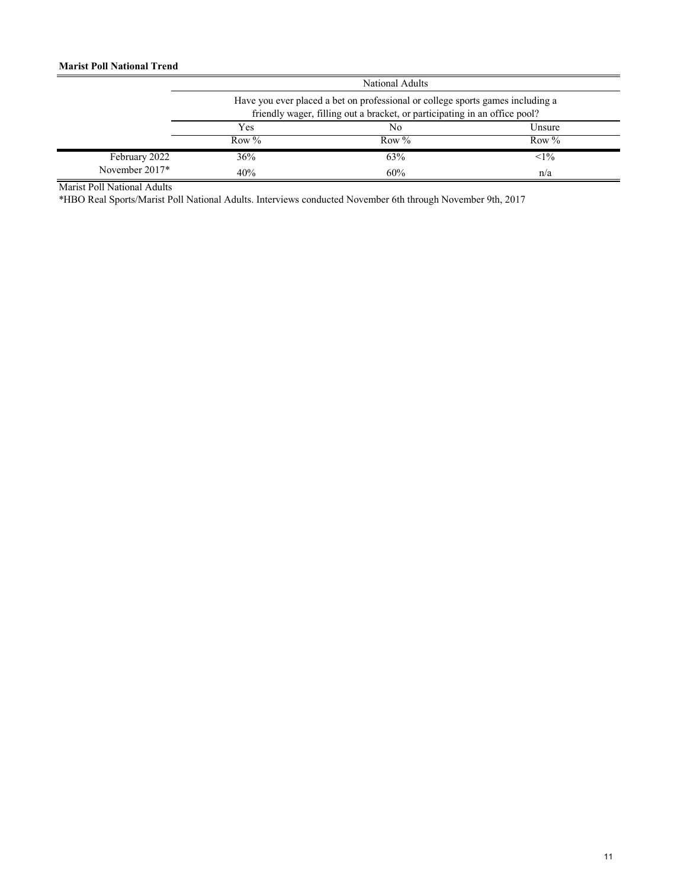**Marist Poll National Trend**

| | National Adults | | |
|---|---|---|---|
| | Have you ever placed a bet on professional or college sports games including a friendly wager, filling out a bracket, or participating in an office pool? | | |
| | Yes | No | Unsure |
| | Row % | Row % | Row % |
| February 2022 | 36% | 63% | <1% |
| November 2017* | 40% | 60% | n/a |

Marist Poll National Adults

*HBO Real Sports/Marist Poll National Adults. Interviews conducted November 6th through November 9th, 2017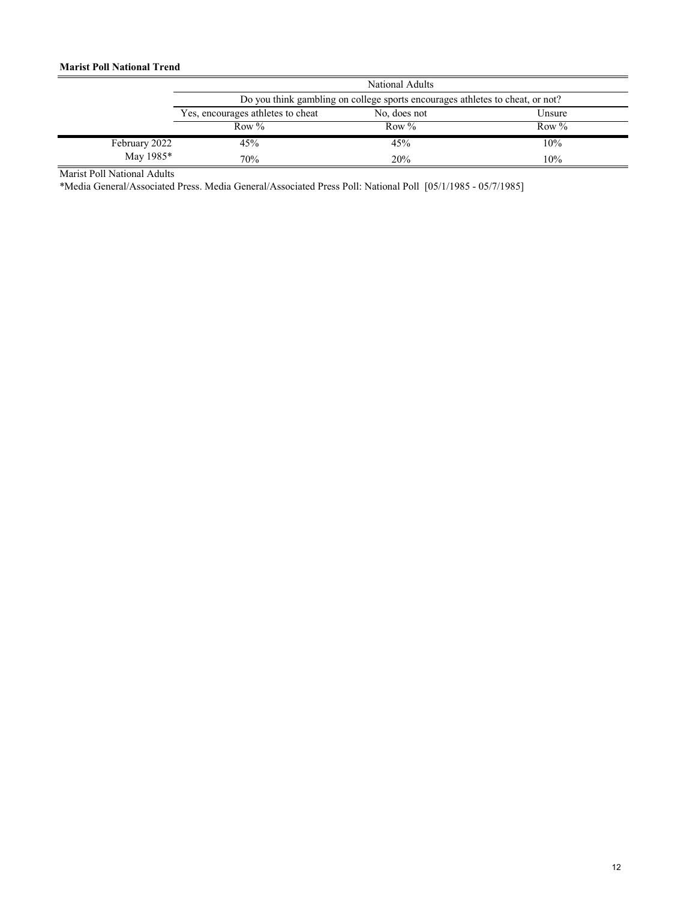**Marist Poll National Trend**

| | National Adults | | |
|---|---|---|---|
| | Do you think gambling on college sports encourages athletes to cheat, or not? | | |
| | Yes, encourages athletes to cheat | No, does not | Unsure |
| | Row % | Row % | Row % |
| February 2022 | 45% | 45% | 10% |
| May 1985* | 70% | 20% | 10% |

Marist Poll National Adults

*Media General/Associated Press. Media General/Associated Press Poll: National Poll [05/1/1985 - 05/7/1985]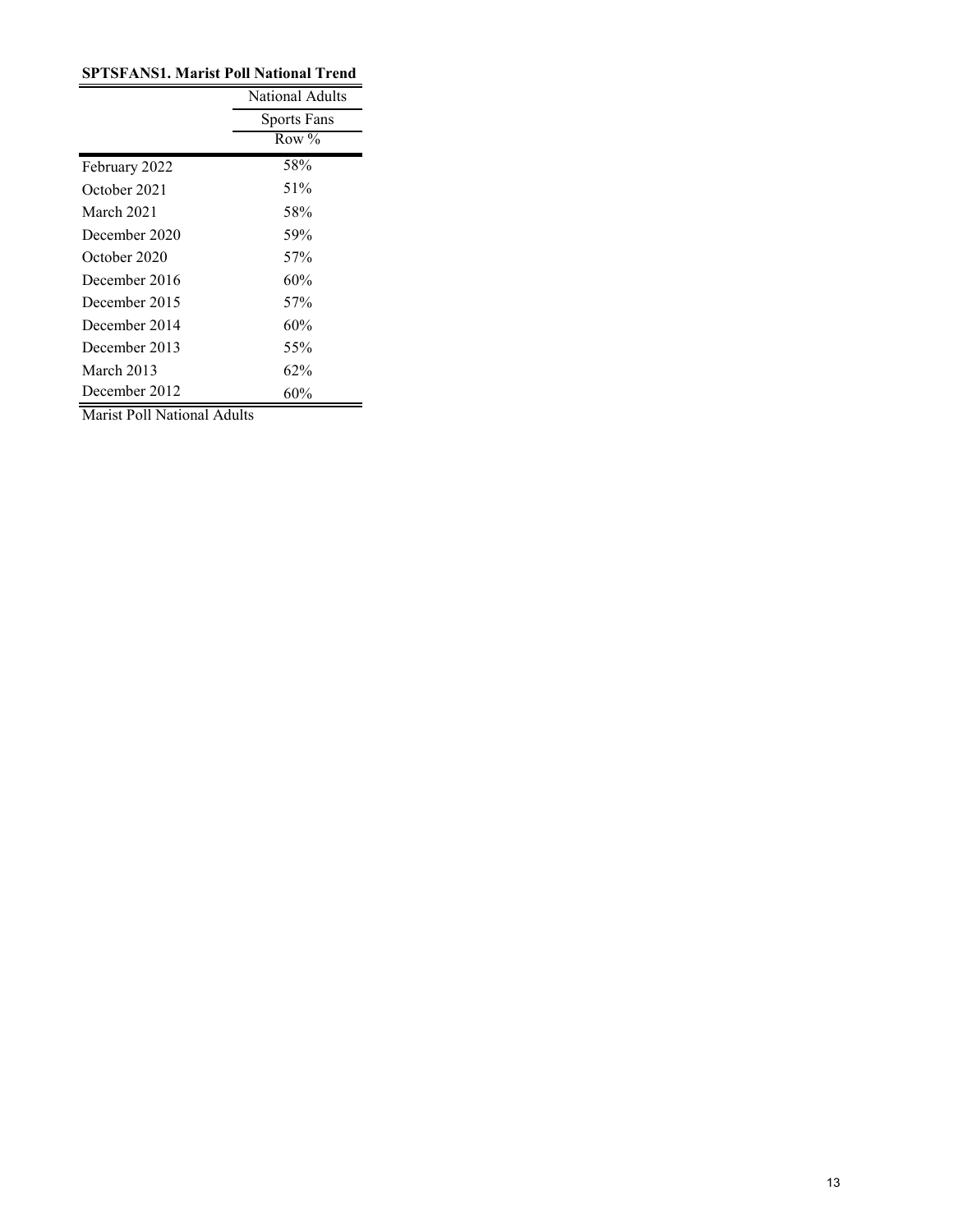**SPTSFANS1. Marist Poll National Trend**

| | National Adults |
|---|---|
| | Sports Fans |
| | Row % |
| February 2022 | 58% |
| October 2021 | 51% |
| March 2021 | 58% |
| December 2020 | 59% |
| October 2020 | 57% |
| December 2016 | 60% |
| December 2015 | 57% |
| December 2014 | 60% |
| December 2013 | 55% |
| March 2013 | 62% |
| December 2012 | 60% |

Marist Poll National Adults